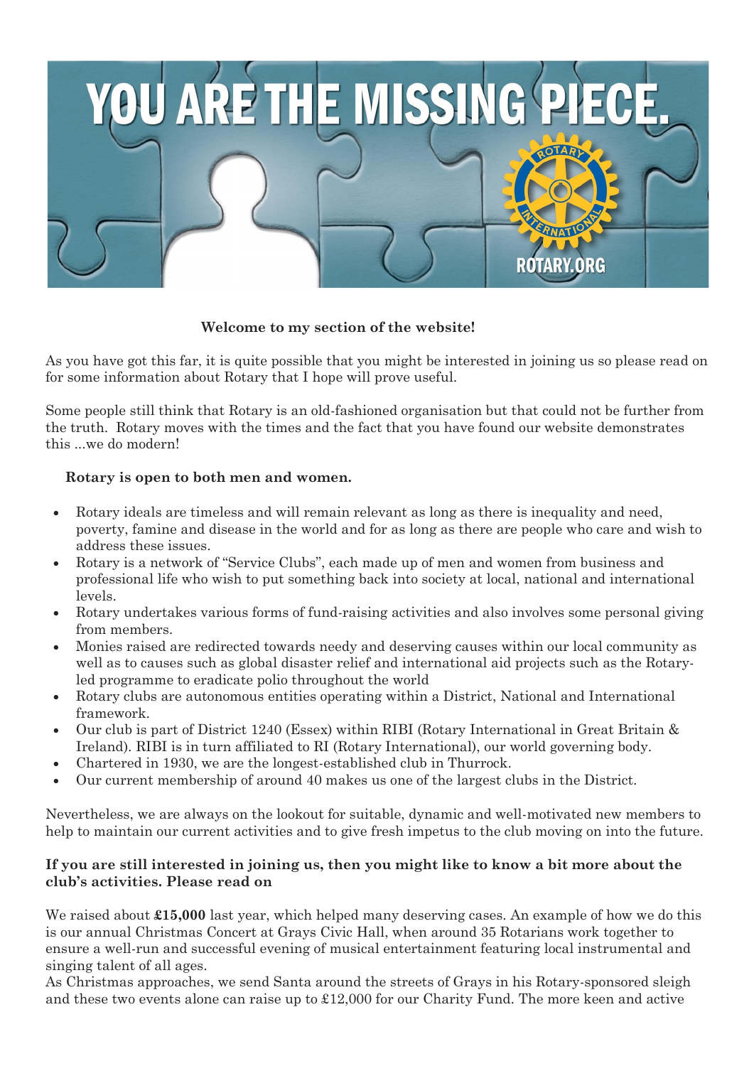**Welcome to my section of the website!**

As you have got this far, it is quite possible that you might be interested in joining us so please read on for some information about Rotary that I hope will prove useful.

Some people still think that Rotary is an old-fashioned organisation but that could not be further from the truth. Rotary moves with the times and the fact that you have found our website demonstrates this ...we do modern!

**Rotary is open to both men and women.**

- Rotary ideals are timeless and will remain relevant as long as there is inequality and need, poverty, famine and disease in the world and for as long as there are people who care and wish to address these issues.
- Rotary is a network of "Service Clubs", each made up of men and women from business and professional life who wish to put something back into society at local, national and international levels.
- Rotary undertakes various forms of fund-raising activities and also involves some personal giving from members.
- Monies raised are redirected towards needy and deserving causes within our local community as well as to causes such as global disaster relief and international aid projects such as the Rotary-led programme to eradicate polio throughout the world
- Rotary clubs are autonomous entities operating within a District, National and International framework.
- Our club is part of District 1240 (Essex) within RIBI (Rotary International in Great Britain & Ireland). RIBI is in turn affiliated to RI (Rotary International), our world governing body.
- Chartered in 1930, we are the longest-established club in Thurrock.
- Our current membership of around 40 makes us one of the largest clubs in the District.

Nevertheless, we are always on the lookout for suitable, dynamic and well-motivated new members to help to maintain our current activities and to give fresh impetus to the club moving on into the future.

**If you are still interested in joining us, then you might like to know a bit more about the club's activities. Please read on**

We raised about **£15,000** last year, which helped many deserving cases. An example of how we do this is our annual Christmas Concert at Grays Civic Hall, when around 35 Rotarians work together to ensure a well-run and successful evening of musical entertainment featuring local instrumental and singing talent of all ages.
As Christmas approaches, we send Santa around the streets of Grays in his Rotary-sponsored sleigh and these two events alone can raise up to £12,000 for our Charity Fund. The more keen and active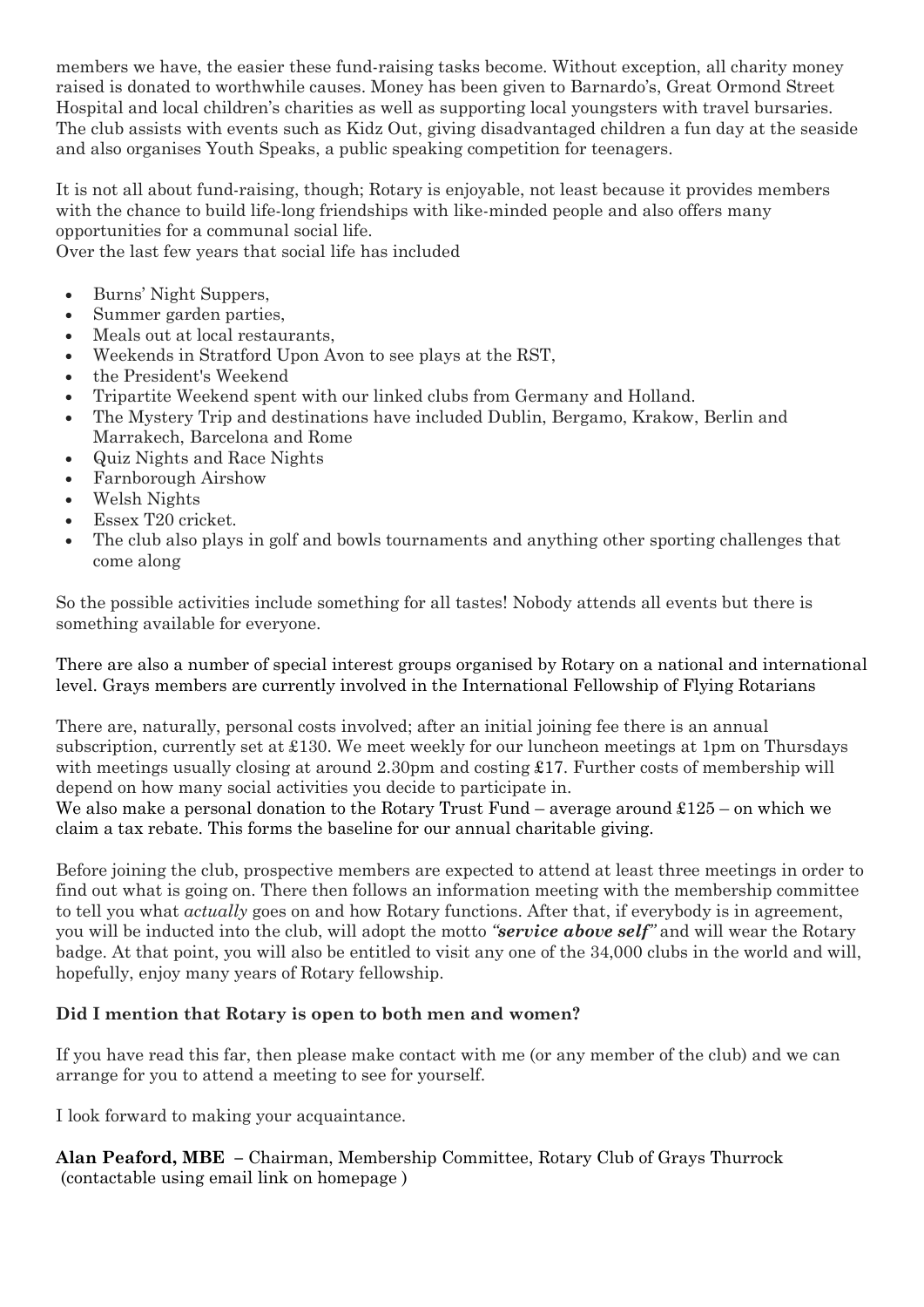members we have, the easier these fund-raising tasks become. Without exception, all charity money raised is donated to worthwhile causes. Money has been given to Barnardo's, Great Ormond Street Hospital and local children's charities as well as supporting local youngsters with travel bursaries. The club assists with events such as Kidz Out, giving disadvantaged children a fun day at the seaside and also organises Youth Speaks, a public speaking competition for teenagers.

It is not all about fund-raising, though; Rotary is enjoyable, not least because it provides members with the chance to build life-long friendships with like-minded people and also offers many opportunities for a communal social life.
Over the last few years that social life has included

- Burns' Night Suppers,
- Summer garden parties,
- Meals out at local restaurants,
- Weekends in Stratford Upon Avon to see plays at the RST,
- the President's Weekend
- Tripartite Weekend spent with our linked clubs from Germany and Holland.
- The Mystery Trip and destinations have included Dublin, Bergamo, Krakow, Berlin and Marrakech, Barcelona and Rome
- Quiz Nights and Race Nights
- Farnborough Airshow
- Welsh Nights
- Essex T20 cricket.
- The club also plays in golf and bowls tournaments and anything other sporting challenges that come along

So the possible activities include something for all tastes! Nobody attends all events but there is something available for everyone.

There are also a number of special interest groups organised by Rotary on a national and international level. Grays members are currently involved in the International Fellowship of Flying Rotarians

There are, naturally, personal costs involved; after an initial joining fee there is an annual subscription, currently set at £130. We meet weekly for our luncheon meetings at 1pm on Thursdays with meetings usually closing at around 2.30pm and costing **£**17. Further costs of membership will depend on how many social activities you decide to participate in.
We also make a personal donation to the Rotary Trust Fund – average around £125 – on which we claim a tax rebate. This forms the baseline for our annual charitable giving.

Before joining the club, prospective members are expected to attend at least three meetings in order to find out what is going on. There then follows an information meeting with the membership committee to tell you what *actually* goes on and how Rotary functions. After that, if everybody is in agreement, you will be inducted into the club, will adopt the motto *"**service above self**"* and will wear the Rotary badge. At that point, you will also be entitled to visit any one of the 34,000 clubs in the world and will, hopefully, enjoy many years of Rotary fellowship.

**Did I mention that Rotary is open to both men and women?**

If you have read this far, then please make contact with me (or any member of the club) and we can arrange for you to attend a meeting to see for yourself.

I look forward to making your acquaintance.

**Alan Peaford, MBE** – Chairman, Membership Committee, Rotary Club of Grays Thurrock
(contactable using email link on homepage )